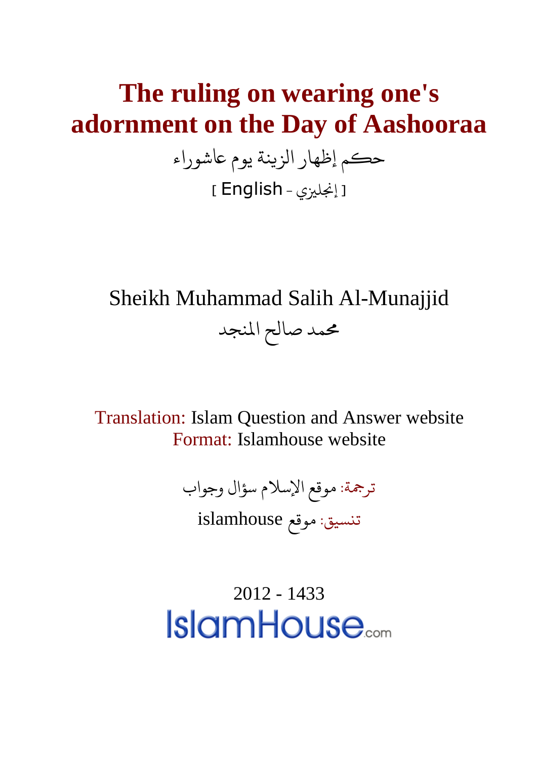# The ruling on wearing one's adornment on the Day of Aashooraa

حكم إظهار الزينة يوم عاشوراء

[ English - إنجليزي ]

Sheikh Muhammad Salih Al-Munajjid

محمد صالح المنجد

Translation: Islam Question and Answer website

Format: Islamhouse website

ترجمة: موقع الإسلام سؤال وجواب

تنسيق: موقع islamhouse

2012 - 1433

IslamHouse.com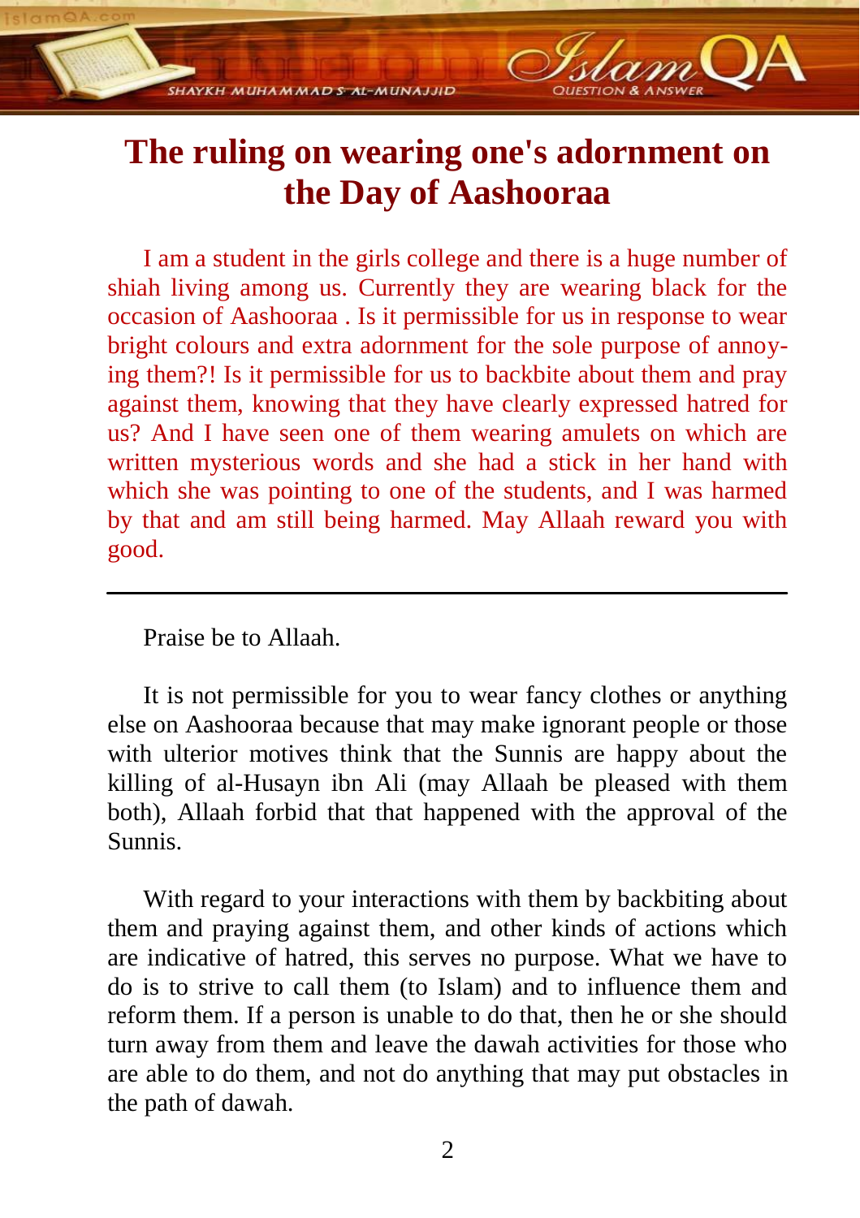# The ruling on wearing one's adornment on the Day of Aashooraa

I am a student in the girls college and there is a huge number of shiah living among us. Currently they are wearing black for the occasion of Aashooraa . Is it permissible for us in response to wear bright colours and extra adornment for the sole purpose of annoying them?! Is it permissible for us to backbite about them and pray against them, knowing that they have clearly expressed hatred for us? And I have seen one of them wearing amulets on which are written mysterious words and she had a stick in her hand with which she was pointing to one of the students, and I was harmed by that and am still being harmed. May Allaah reward you with good.

---

Praise be to Allaah.

It is not permissible for you to wear fancy clothes or anything else on Aashooraa because that may make ignorant people or those with ulterior motives think that the Sunnis are happy about the killing of al-Husayn ibn Ali (may Allaah be pleased with them both), Allaah forbid that that happened with the approval of the Sunnis.

With regard to your interactions with them by backbiting about them and praying against them, and other kinds of actions which are indicative of hatred, this serves no purpose. What we have to do is to strive to call them (to Islam) and to influence them and reform them. If a person is unable to do that, then he or she should turn away from them and leave the dawah activities for those who are able to do them, and not do anything that may put obstacles in the path of dawah.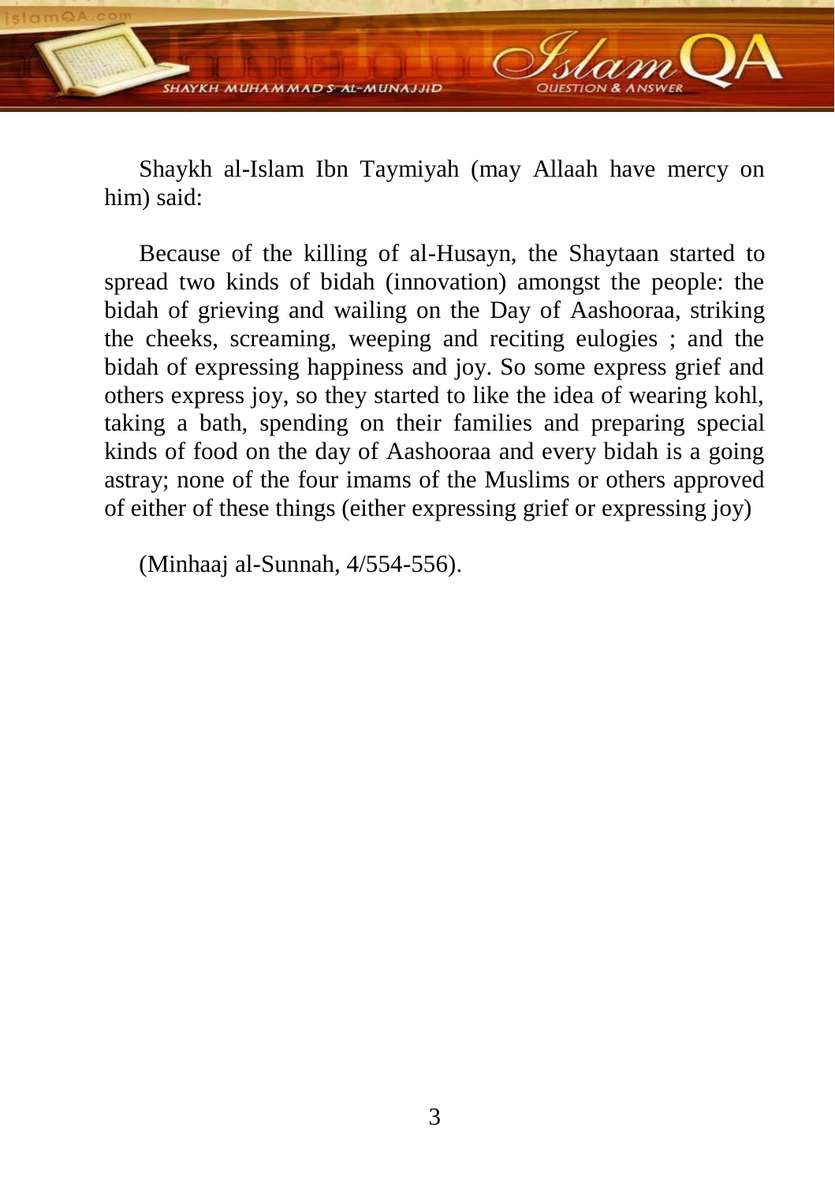Shaykh al-Islam Ibn Taymiyah (may Allaah have mercy on him) said:

Because of the killing of al-Husayn, the Shaytaan started to spread two kinds of bidah (innovation) amongst the people: the bidah of grieving and wailing on the Day of Aashooraa, striking the cheeks, screaming, weeping and reciting eulogies ; and the bidah of expressing happiness and joy. So some express grief and others express joy, so they started to like the idea of wearing kohl, taking a bath, spending on their families and preparing special kinds of food on the day of Aashooraa and every bidah is a going astray; none of the four imams of the Muslims or others approved of either of these things (either expressing grief or expressing joy)

(Minhaaj al-Sunnah, 4/554-556).